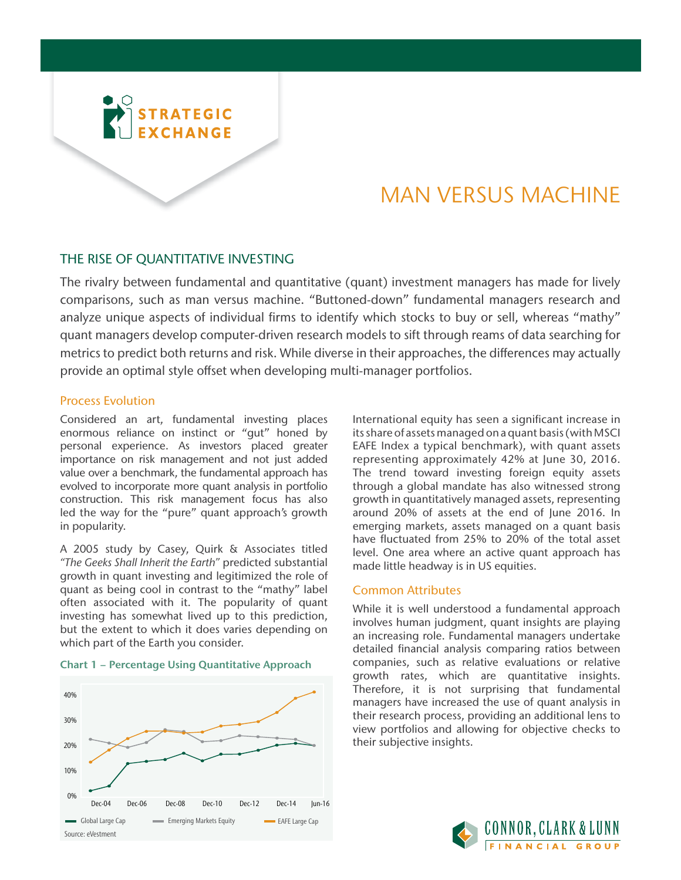# MAN VERSUS MACHINE

## THE RISE OF QUANTITATIVE INVESTING

The rivalry between fundamental and quantitative (quant) investment managers has made for lively comparisons, such as man versus machine. "Buttoned-down" fundamental managers research and analyze unique aspects of individual firms to identify which stocks to buy or sell, whereas "mathy" quant managers develop computer-driven research models to sift through reams of data searching for metrics to predict both returns and risk. While diverse in their approaches, the differences may actually provide an optimal style offset when developing multi-manager portfolios.

### Process Evolution

Considered an art, fundamental investing places enormous reliance on instinct or "gut" honed by personal experience. As investors placed greater importance on risk management and not just added value over a benchmark, the fundamental approach has evolved to incorporate more quant analysis in portfolio construction. This risk management focus has also led the way for the "pure" quant approach's growth in popularity.

A 2005 study by Casey, Quirk & Associates titled *"The Geeks Shall Inherit the Earth"* predicted substantial growth in quant investing and legitimized the role of quant as being cool in contrast to the "mathy" label often associated with it. The popularity of quant investing has somewhat lived up to this prediction, but the extent to which it does varies depending on which part of the Earth you consider.

**Chart 1 – Percentage Using Quantitative Approach**

Legend: Global Large Cap; Emerging Markets Equity; EAFE Large Cap

Source: eVestment

International equity has seen a significant increase in its share of assets managed on a quant basis (with MSCI EAFE Index a typical benchmark), with quant assets representing approximately 42% at June 30, 2016. The trend toward investing foreign equity assets through a global mandate has also witnessed strong growth in quantitatively managed assets, representing around 20% of assets at the end of June 2016. In emerging markets, assets managed on a quant basis have fluctuated from 25% to 20% of the total asset level. One area where an active quant approach has made little headway is in US equities.

### Common Attributes

While it is well understood a fundamental approach involves human judgment, quant insights are playing an increasing role. Fundamental managers undertake detailed financial analysis comparing ratios between companies, such as relative evaluations or relative growth rates, which are quantitative insights. Therefore, it is not surprising that fundamental managers have increased the use of quant analysis in their research process, providing an additional lens to view portfolios and allowing for objective checks to their subjective insights.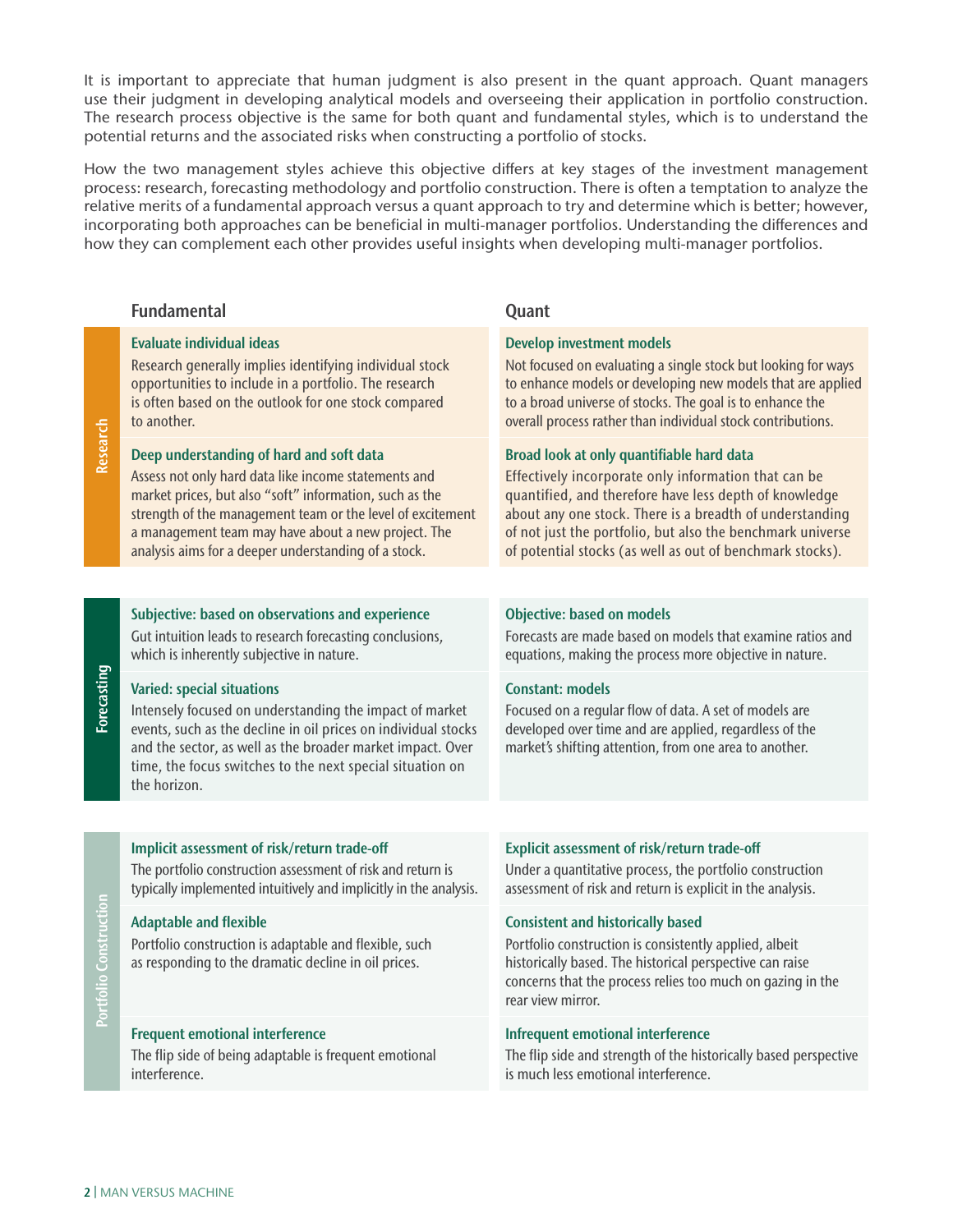It is important to appreciate that human judgment is also present in the quant approach. Quant managers use their judgment in developing analytical models and overseeing their application in portfolio construction. The research process objective is the same for both quant and fundamental styles, which is to understand the potential returns and the associated risks when constructing a portfolio of stocks.

How the two management styles achieve this objective differs at key stages of the investment management process: research, forecasting methodology and portfolio construction. There is often a temptation to analyze the relative merits of a fundamental approach versus a quant approach to try and determine which is better; however, incorporating both approaches can be beneficial in multi-manager portfolios. Understanding the differences and how they can complement each other provides useful insights when developing multi-manager portfolios.

| | Fundamental | Quant |
|---|---|---|
| **Research** | **Evaluate individual ideas**<br>Research generally implies identifying individual stock opportunities to include in a portfolio. The research is often based on the outlook for one stock compared to another. | **Develop investment models**<br>Not focused on evaluating a single stock but looking for ways to enhance models or developing new models that are applied to a broad universe of stocks. The goal is to enhance the overall process rather than individual stock contributions. |
| | **Deep understanding of hard and soft data**<br>Assess not only hard data like income statements and market prices, but also "soft" information, such as the strength of the management team or the level of excitement a management team may have about a new project. The analysis aims for a deeper understanding of a stock. | **Broad look at only quantifiable hard data**<br>Effectively incorporate only information that can be quantified, and therefore have less depth of knowledge about any one stock. There is a breadth of understanding of not just the portfolio, but also the benchmark universe of potential stocks (as well as out of benchmark stocks). |
| **Forecasting** | **Subjective: based on observations and experience**<br>Gut intuition leads to research forecasting conclusions, which is inherently subjective in nature. | **Objective: based on models**<br>Forecasts are made based on models that examine ratios and equations, making the process more objective in nature. |
| | **Varied: special situations**<br>Intensely focused on understanding the impact of market events, such as the decline in oil prices on individual stocks and the sector, as well as the broader market impact. Over time, the focus switches to the next special situation on the horizon. | **Constant: models**<br>Focused on a regular flow of data. A set of models are developed over time and are applied, regardless of the market's shifting attention, from one area to another. |
| **Portfolio Construction** | **Implicit assessment of risk/return trade-off**<br>The portfolio construction assessment of risk and return is typically implemented intuitively and implicitly in the analysis. | **Explicit assessment of risk/return trade-off**<br>Under a quantitative process, the portfolio construction assessment of risk and return is explicit in the analysis. |
| | **Adaptable and flexible**<br>Portfolio construction is adaptable and flexible, such as responding to the dramatic decline in oil prices. | **Consistent and historically based**<br>Portfolio construction is consistently applied, albeit historically based. The historical perspective can raise concerns that the process relies too much on gazing in the rear view mirror. |
| | **Frequent emotional interference**<br>The flip side of being adaptable is frequent emotional interference. | **Infrequent emotional interference**<br>The flip side and strength of the historically based perspective is much less emotional interference. |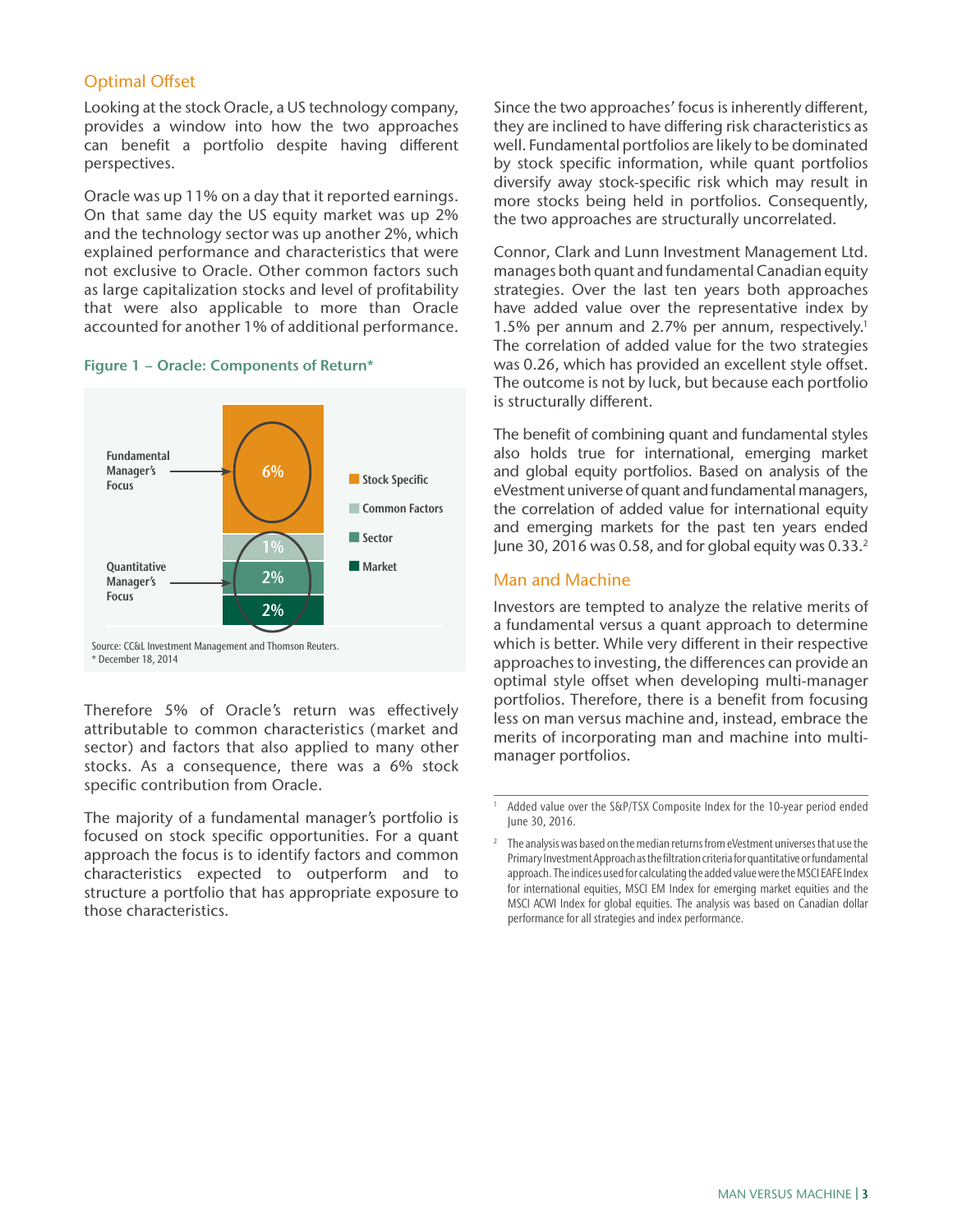## Optimal Offset

Looking at the stock Oracle, a US technology company, provides a window into how the two approaches can benefit a portfolio despite having different perspectives.

Oracle was up 11% on a day that it reported earnings. On that same day the US equity market was up 2% and the technology sector was up another 2%, which explained performance and characteristics that were not exclusive to Oracle. Other common factors such as large capitalization stocks and level of profitability that were also applicable to more than Oracle accounted for another 1% of additional performance.

**Figure 1 – Oracle: Components of Return***

| Component | Return | Focus |
|---|---|---|
| Stock Specific | 6% | Fundamental Manager's Focus |
| Common Factors | 1% | Quantitative Manager's Focus |
| Sector | 2% | Quantitative Manager's Focus |
| Market | 2% | Quantitative Manager's Focus |

Source: CC&L Investment Management and Thomson Reuters.
* December 18, 2014

Therefore 5% of Oracle's return was effectively attributable to common characteristics (market and sector) and factors that also applied to many other stocks. As a consequence, there was a 6% stock specific contribution from Oracle.

The majority of a fundamental manager's portfolio is focused on stock specific opportunities. For a quant approach the focus is to identify factors and common characteristics expected to outperform and to structure a portfolio that has appropriate exposure to those characteristics.

Since the two approaches' focus is inherently different, they are inclined to have differing risk characteristics as well. Fundamental portfolios are likely to be dominated by stock specific information, while quant portfolios diversify away stock-specific risk which may result in more stocks being held in portfolios. Consequently, the two approaches are structurally uncorrelated.

Connor, Clark and Lunn Investment Management Ltd. manages both quant and fundamental Canadian equity strategies. Over the last ten years both approaches have added value over the representative index by 1.5% per annum and 2.7% per annum, respectively.[1] The correlation of added value for the two strategies was 0.26, which has provided an excellent style offset. The outcome is not by luck, but because each portfolio is structurally different.

The benefit of combining quant and fundamental styles also holds true for international, emerging market and global equity portfolios. Based on analysis of the eVestment universe of quant and fundamental managers, the correlation of added value for international equity and emerging markets for the past ten years ended June 30, 2016 was 0.58, and for global equity was 0.33.[2]

## Man and Machine

Investors are tempted to analyze the relative merits of a fundamental versus a quant approach to determine which is better. While very different in their respective approaches to investing, the differences can provide an optimal style offset when developing multi-manager portfolios. Therefore, there is a benefit from focusing less on man versus machine and, instead, embrace the merits of incorporating man and machine into multi-manager portfolios.

---

[1] Added value over the S&P/TSX Composite Index for the 10-year period ended June 30, 2016.

[2] The analysis was based on the median returns from eVestment universes that use the Primary Investment Approach as the filtration criteria for quantitative or fundamental approach. The indices used for calculating the added value were the MSCI EAFE Index for international equities, MSCI EM Index for emerging market equities and the MSCI ACWI Index for global equities. The analysis was based on Canadian dollar performance for all strategies and index performance.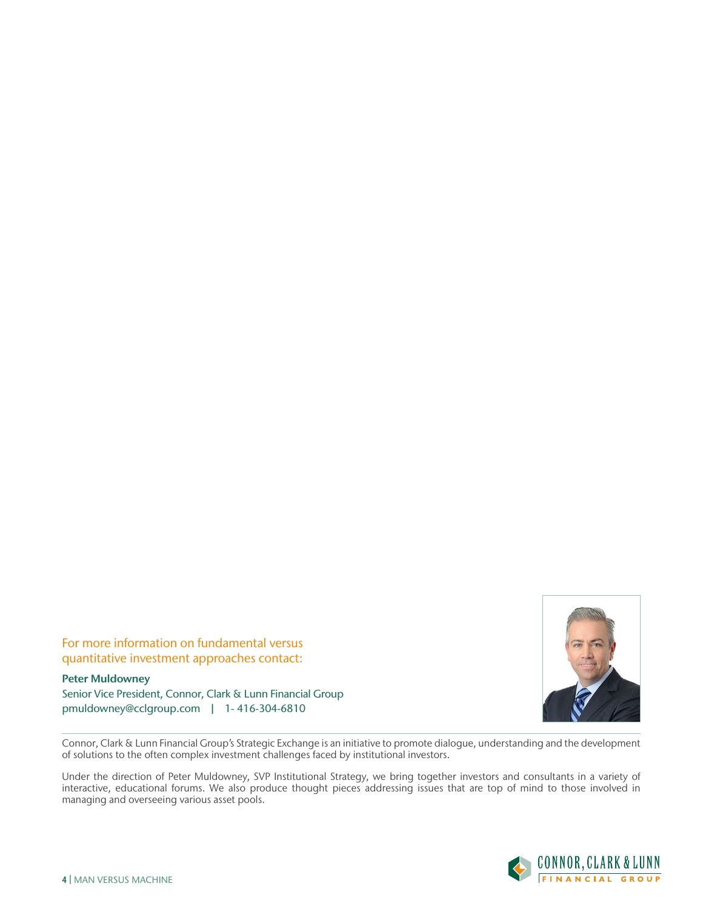For more information on fundamental versus quantitative investment approaches contact:

**Peter Muldowney**
Senior Vice President, Connor, Clark & Lunn Financial Group
pmuldowney@cclgroup.com | 1- 416-304-6810

---

Connor, Clark & Lunn Financial Group's Strategic Exchange is an initiative to promote dialogue, understanding and the development of solutions to the often complex investment challenges faced by institutional investors.

Under the direction of Peter Muldowney, SVP Institutional Strategy, we bring together investors and consultants in a variety of interactive, educational forums. We also produce thought pieces addressing issues that are top of mind to those involved in managing and overseeing various asset pools.

CONNOR, CLARK & LUNN
FINANCIAL GROUP